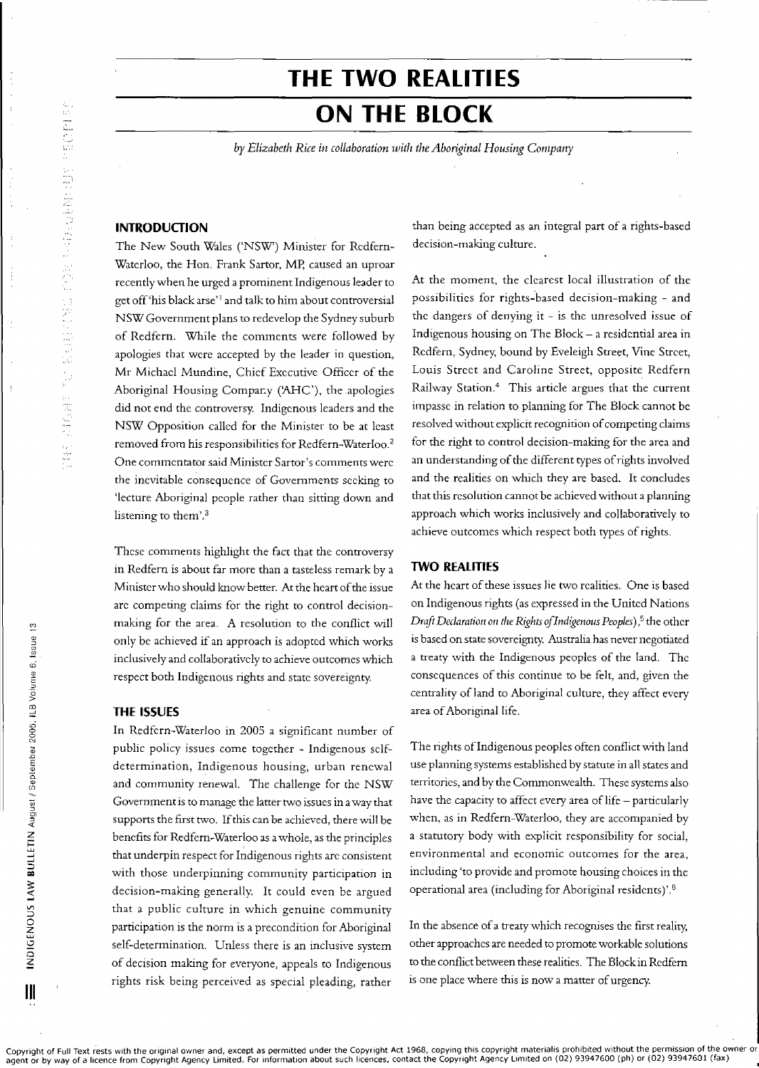# THE TWO REALITIES ON THE BLOCK

*by Elizabeth Rice in collaboration with the Aboriginal Housing Company*

## INTRODUCTION

The New South Wales ('NSW') Minister for Redfern-Waterloo, the Hon. Frank Sartor, MP, caused an uproar recently when he urged a prominent Indigenous leader to get off 'his black arse'[1] and talk to him about controversial NSW Government plans to redevelop the Sydney suburb of Redfern. While the comments were followed by apologies that were accepted by the leader in question, Mr Michael Mundine, Chief Executive Officer of the Aboriginal Housing Company ('AHC'), the apologies did not end the controversy. Indigenous leaders and the NSW Opposition called for the Minister to be at least removed from his responsibilities for Redfern-Waterloo.[2] One commentator said Minister Sartor's comments were the inevitable consequence of Governments seeking to 'lecture Aboriginal people rather than sitting down and listening to them'.[3]

These comments highlight the fact that the controversy in Redfern is about far more than a tasteless remark by a Minister who should know better. At the heart of the issue are competing claims for the right to control decision-making for the area. A resolution to the conflict will only be achieved if an approach is adopted which works inclusively and collaboratively to achieve outcomes which respect both Indigenous rights and state sovereignty.

## THE ISSUES

In Redfern-Waterloo in 2005 a significant number of public policy issues come together - Indigenous self-determination, Indigenous housing, urban renewal and community renewal. The challenge for the NSW Government is to manage the latter two issues in a way that supports the first two. If this can be achieved, there will be benefits for Redfern-Waterloo as a whole, as the principles that underpin respect for Indigenous rights are consistent with those underpinning community participation in decision-making generally. It could even be argued that a public culture in which genuine community participation is the norm is a precondition for Aboriginal self-determination. Unless there is an inclusive system of decision making for everyone, appeals to Indigenous rights risk being perceived as special pleading, rather than being accepted as an integral part of a rights-based decision-making culture.

At the moment, the clearest local illustration of the possibilities for rights-based decision-making - and the dangers of denying it - is the unresolved issue of Indigenous housing on The Block – a residential area in Redfern, Sydney, bound by Eveleigh Street, Vine Street, Louis Street and Caroline Street, opposite Redfern Railway Station.[4] This article argues that the current impasse in relation to planning for The Block cannot be resolved without explicit recognition of competing claims for the right to control decision-making for the area and an understanding of the different types of rights involved and the realities on which they are based. It concludes that this resolution cannot be achieved without a planning approach which works inclusively and collaboratively to achieve outcomes which respect both types of rights.

## TWO REALITIES

At the heart of these issues lie two realities. One is based on Indigenous rights (as expressed in the United Nations *Draft Declaration on the Rights of Indigenous Peoples*),[5] the other is based on state sovereignty. Australia has never negotiated a treaty with the Indigenous peoples of the land. The consequences of this continue to be felt, and, given the centrality of land to Aboriginal culture, they affect every area of Aboriginal life.

The rights of Indigenous peoples often conflict with land use planning systems established by statute in all states and territories, and by the Commonwealth. These systems also have the capacity to affect every area of life – particularly when, as in Redfern-Waterloo, they are accompanied by a statutory body with explicit responsibility for social, environmental and economic outcomes for the area, including 'to provide and promote housing choices in the operational area (including for Aboriginal residents)'.[6]

In the absence of a treaty which recognises the first reality, other approaches are needed to promote workable solutions to the conflict between these realities. The Block in Redfern is one place where this is now a matter of urgency.

Copyright of Full Text rests with the original owner and, except as permitted under the Copyright Act 1968, copying this copyright material is prohibited without the permission of the owner or agent or by way of a licence from Copyright Agency Limited. For information about such licences, contact the Copyright Agency Limited on (02) 93947600 (ph) or (02) 93947601 (fax)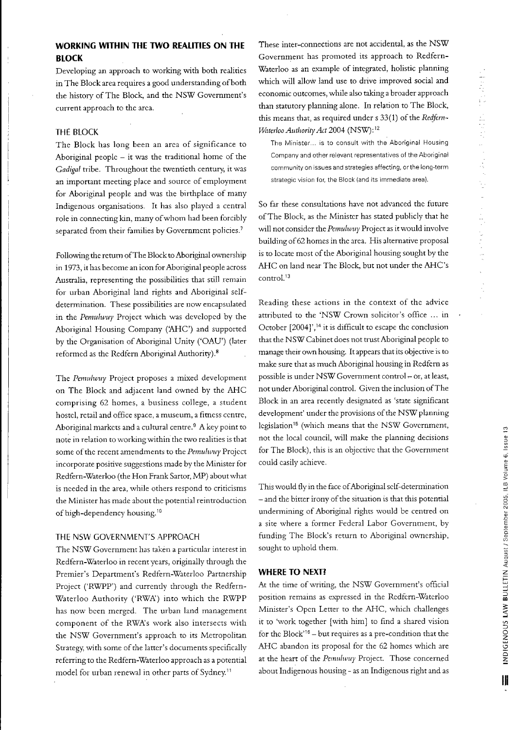## WORKING WITHIN THE TWO REALITIES ON THE BLOCK

Developing an approach to working with both realities in The Block area requires a good understanding of both the history of The Block, and the NSW Government's current approach to the area.

### THE BLOCK

The Block has long been an area of significance to Aboriginal people – it was the traditional home of the *Gadigal* tribe. Throughout the twentieth century, it was an important meeting place and source of employment for Aboriginal people and was the birthplace of many Indigenous organisations. It has also played a central role in connecting kin, many of whom had been forcibly separated from their families by Government policies.[7]

Following the return of The Block to Aboriginal ownership in 1973, it has become an icon for Aboriginal people across Australia, representing the possibilities that still remain for urban Aboriginal land rights and Aboriginal self-determination. These possibilities are now encapsulated in the *Pemulwuy* Project which was developed by the Aboriginal Housing Company ('AHC') and supported by the Organisation of Aboriginal Unity ('OAU') (later reformed as the Redfern Aboriginal Authority).[8]

The *Pemulwuy* Project proposes a mixed development on The Block and adjacent land owned by the AHC comprising 62 homes, a business college, a student hostel, retail and office space, a museum, a fitness centre, Aboriginal markets and a cultural centre.[9] A key point to note in relation to working within the two realities is that some of the recent amendments to the *Pemulwuy* Project incorporate positive suggestions made by the Minister for Redfern-Waterloo (the Hon Frank Sartor, MP) about what is needed in the area, while others respond to criticisms the Minister has made about the potential reintroduction of high-dependency housing.[10]

### THE NSW GOVERNMENT'S APPROACH

The NSW Government has taken a particular interest in Redfern-Waterloo in recent years, originally through the Premier's Department's Redfern-Waterloo Partnership Project ('RWPP') and currently through the Redfern-Waterloo Authority ('RWA') into which the RWPP has now been merged. The urban land management component of the RWA's work also intersects with the NSW Government's approach to its Metropolitan Strategy, with some of the latter's documents specifically referring to the Redfern-Waterloo approach as a potential model for urban renewal in other parts of Sydney.[11]

These inter-connections are not accidental, as the NSW Government has promoted its approach to Redfern-Waterloo as an example of integrated, holistic planning which will allow land use to drive improved social and economic outcomes, while also taking a broader approach than statutory planning alone. In relation to The Block, this means that, as required under s 33(1) of the *Redfern-Waterloo Authority Act* 2004 (NSW):[12]

> The Minister... is to consult with the Aboriginal Housing Company and other relevant representatives of the Aboriginal community on issues and strategies affecting, or the long-term strategic vision for, the Block (and its immediate area).

So far these consultations have not advanced the future of The Block, as the Minister has stated publicly that he will not consider the *Pemulwuy* Project as it would involve building of 62 homes in the area. His alternative proposal is to locate most of the Aboriginal housing sought by the AHC on land near The Block, but not under the AHC's control.[13]

Reading these actions in the context of the advice attributed to the 'NSW Crown solicitor's office ... in October [2004]',[14] it is difficult to escape the conclusion that the NSW Cabinet does not trust Aboriginal people to manage their own housing. It appears that its objective is to make sure that as much Aboriginal housing in Redfern as possible is under NSW Government control – or, at least, not under Aboriginal control. Given the inclusion of The Block in an area recently designated as 'state significant development' under the provisions of the NSW planning legislation[15] (which means that the NSW Government, not the local council, will make the planning decisions for The Block), this is an objective that the Government could easily achieve.

This would fly in the face of Aboriginal self-determination – and the bitter irony of the situation is that this potential undermining of Aboriginal rights would be centred on a site where a former Federal Labor Government, by funding The Block's return to Aboriginal ownership, sought to uphold them.

## WHERE TO NEXT?

At the time of writing, the NSW Government's official position remains as expressed in the Redfern-Waterloo Minister's Open Letter to the AHC, which challenges it to 'work together [with him] to find a shared vision for the Block'[16] – but requires as a pre-condition that the AHC abandon its proposal for the 62 homes which are at the heart of the *Pemulwuy* Project. Those concerned about Indigenous housing - as an Indigenous right and as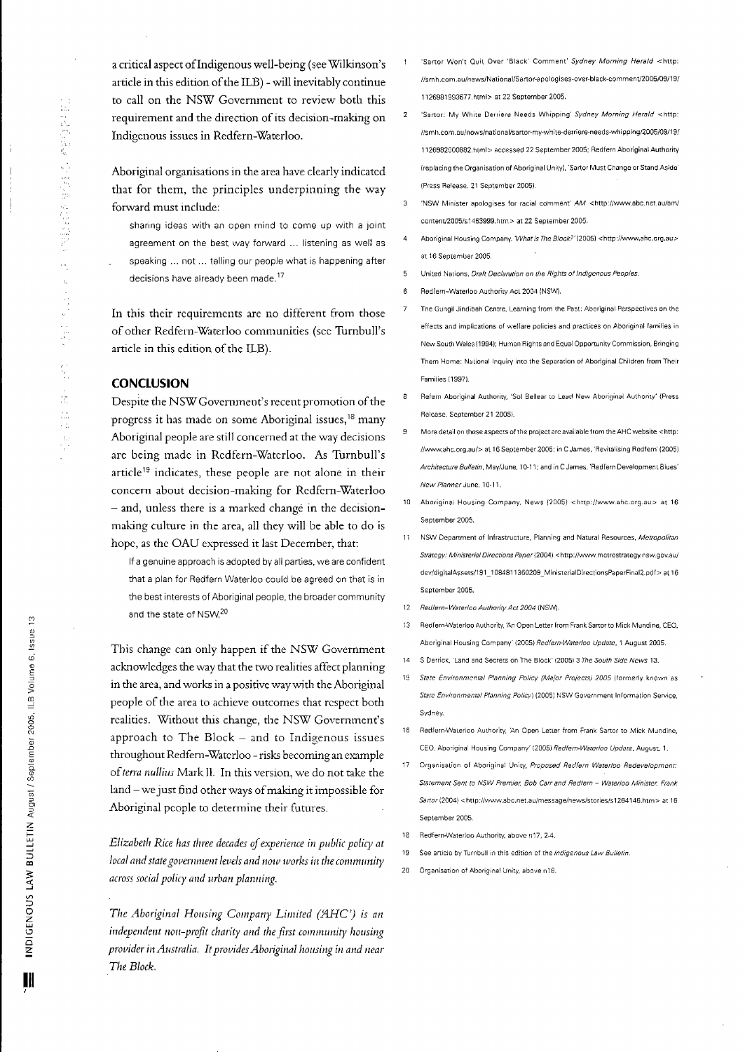a critical aspect of Indigenous well-being (see Wilkinson's article in this edition of the ILB) - will inevitably continue to call on the NSW Government to review both this requirement and the direction of its decision-making on Indigenous issues in Redfern-Waterloo.

Aboriginal organisations in the area have clearly indicated that for them, the principles underpinning the way forward must include:

> sharing ideas with an open mind to come up with a joint agreement on the best way forward ... listening as well as speaking ... not ... telling our people what is happening after decisions have already been made.[17]

In this their requirements are no different from those of other Redfern-Waterloo communities (see Turnbull's article in this edition of the ILB).

## CONCLUSION

Despite the NSW Government's recent promotion of the progress it has made on some Aboriginal issues,[18] many Aboriginal people are still concerned at the way decisions are being made in Redfern-Waterloo. As Turnbull's article[19] indicates, these people are not alone in their concern about decision-making for Redfern-Waterloo – and, unless there is a marked change in the decision-making culture in the area, all they will be able to do is hope, as the OAU expressed it last December, that:

> If a genuine approach is adopted by all parties, we are confident that a plan for Redfern Waterloo could be agreed on that is in the best interests of Aboriginal people, the broader community and the state of NSW.[20]

This change can only happen if the NSW Government acknowledges the way that the two realities affect planning in the area, and works in a positive way with the Aboriginal people of the area to achieve outcomes that respect both realities. Without this change, the NSW Government's approach to The Block – and to Indigenous issues throughout Redfern-Waterloo - risks becoming an example of *terra nullius* Mark II. In this version, we do not take the land – we just find other ways of making it impossible for Aboriginal people to determine their futures.

*Elizabeth Rice has three decades of experience in public policy at local and state government levels and now works in the community across social policy and urban planning.*

*The Aboriginal Housing Company Limited ('AHC') is an independent non-profit charity and the first community housing provider in Australia. It provides Aboriginal housing in and near The Block.*

---

1. 'Sartor Won't Quit Over 'Black' Comment' *Sydney Morning Herald* <http://smh.com.au/news/National/Sartor-apologises-over-black-comment/2005/09/19/1126981993677.html> at 22 September 2005.
2. 'Sartor: My White Derriere Needs Whipping' *Sydney Morning Herald* <http://smh.com.au/news/national/sartor-my-white-derriere-needs-whipping/2005/09/19/1126982000882.html> accessed 22 September 2005; Redfern Aboriginal Authority (replacing the Organisation of Aboriginal Unity), 'Sartor Must Change or Stand Aside' (Press Release, 21 September 2005).
3. 'NSW Minister apologises for racial comment' *AM* <http://www.abc.net.au/am/content/2005/s1463999.htm> at 22 September 2005.
4. Aboriginal Housing Company, *'What is The Block?'* (2005) <http://www.ahc.org.au> at 16 September 2005.
5. United Nations, *Draft Declaration on the Rights of Indigenous Peoples.*
6. Redfern–Waterloo Authority Act 2004 (NSW).
7. The Gungil Jindibah Centre, Learning from the Past: Aboriginal Perspectives on the effects and implications of welfare policies and practices on Aboriginal families in New South Wales (1994); Human Rights and Equal Opportunity Commission, Bringing Them Home: National Inquiry into the Separation of Aboriginal Children from Their Families (1997).
8. Refern Aboriginal Authority, 'Sol Bellear to Lead New Aboriginal Authority' (Press Release, September 21 2005).
9. More detail on these aspects of the project are available from the AHC website <http://www.ahc.org.au/> at 16 September 2005; in C James, 'Revitalising Redfern' (2005) *Architecture Bulletin*, May/June, 10-11; and in C James, 'Redfern Development Blues' *New Planner* June, 10-11.
10. Aboriginal Housing Company, News (2005) <http://www.ahc.org.au> at 16 September 2005.
11. NSW Department of Infrastructure, Planning and Natural Resources, *Metropolitan Strategy: Ministerial Directions Paper* (2004) <http://www.metrostrategy.nsw.gov.au/dev/digitalAssets/191_1084811360209_MinisterialDirectionsPaperFinal2.pdf> at 16 September 2005.
12. *Redfern–Waterloo Authority Act 2004* (NSW).
13. Redfern-Waterloo Authority, 'An Open Letter from Frank Sartor to Mick Mundine, CEO, Aboriginal Housing Company' (2005) *Redfern-Waterloo Update*, 1 August 2005.
14. S Derrick, 'Land and Secrets on The Block' (2005) 3 *The South Side News* 13.
15. *State Environmental Planning Policy (Major Projects) 2005* (formerly known as *State Environmental Planning Policy*) (2005) NSW Government Information Service, Sydney.
16. Redfern-Waterloo Authority, 'An Open Letter from Frank Sartor to Mick Mundine, CEO, Aboriginal Housing Company' (2005) *Redfern-Waterloo Update*, August, 1.
17. Organisation of Aboriginal Unity, *Proposed Redfern Waterloo Redevelopment: Statement Sent to NSW Premier, Bob Carr and Redfern – Waterloo Minister, Frank Sartor* (2004) <http://www.abc.net.au/message/news/stories/s1264146.htm> at 16 September 2005.
18. Redfern-Waterloo Authority, above n17, 2-4.
19. See article by Turnbull in this edition of the *Indigenous Law Bulletin*.
20. Organisation of Aboriginal Unity, above n18.